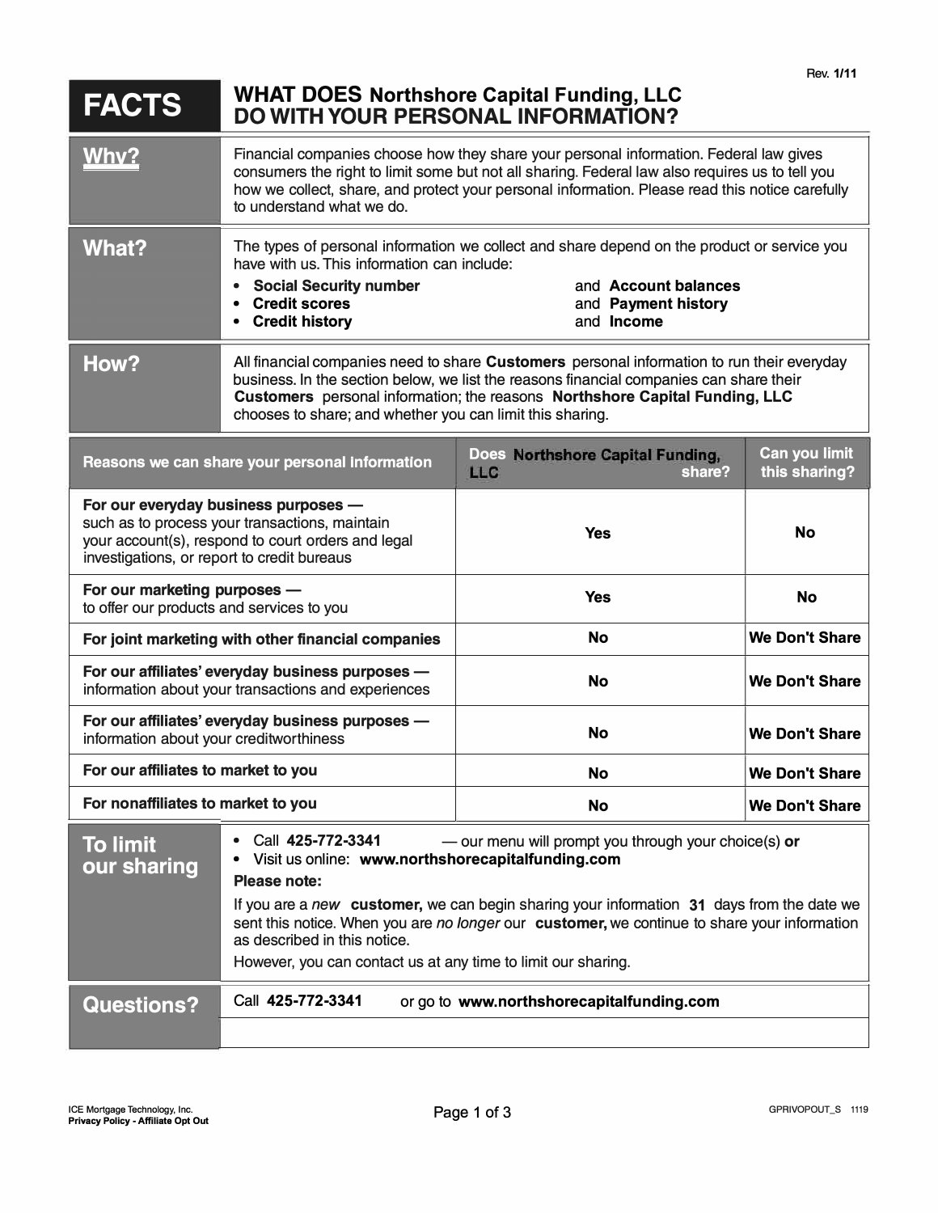Rev. 1/11

# FACTS — WHAT DOES Northshore Capital Funding, LLC DO WITH YOUR PERSONAL INFORMATION?

| | |
|---|---|
| **Why?** | Financial companies choose how they share your personal information. Federal law gives consumers the right to limit some but not all sharing. Federal law also requires us to tell you how we collect, share, and protect your personal information. Please read this notice carefully to understand what we do. |
| **What?** | The types of personal information we collect and share depend on the product or service you have with us. This information can include:<br>• **Social Security number** and **Account balances**<br>• **Credit scores** and **Payment history**<br>• **Credit history** and **Income** |
| **How?** | All financial companies need to share **Customers** personal information to run their everyday business. In the section below, we list the reasons financial companies can share their **Customers** personal information; the reasons **Northshore Capital Funding, LLC** chooses to share; and whether you can limit this sharing. |

| Reasons we can share your personal information | Does Northshore Capital Funding, LLC share? | Can you limit this sharing? |
|---|---|---|
| **For our everyday business purposes —** such as to process your transactions, maintain your account(s), respond to court orders and legal investigations, or report to credit bureaus | Yes | No |
| **For our marketing purposes —** to offer our products and services to you | Yes | No |
| **For joint marketing with other financial companies** | No | We Don't Share |
| **For our affiliates' everyday business purposes —** information about your transactions and experiences | No | We Don't Share |
| **For our affiliates' everyday business purposes —** information about your creditworthiness | No | We Don't Share |
| **For our affiliates to market to you** | No | We Don't Share |
| **For nonaffiliates to market to you** | No | We Don't Share |

| | |
|---|---|
| **To limit our sharing** | • Call **425-772-3341** — our menu will prompt you through your choice(s) **or**<br>• Visit us online: **www.northshorecapitalfunding.com**<br>**Please note:**<br>If you are a *new* **customer,** we can begin sharing your information **31** days from the date we sent this notice. When you are *no longer* our **customer,** we continue to share your information as described in this notice.<br>However, you can contact us at any time to limit our sharing. |
| **Questions?** | Call **425-772-3341** or go to **www.northshorecapitalfunding.com** |

ICE Mortgage Technology, Inc.
**Privacy Policy - Affiliate Opt Out**

GPRIVOPOUT_S 1119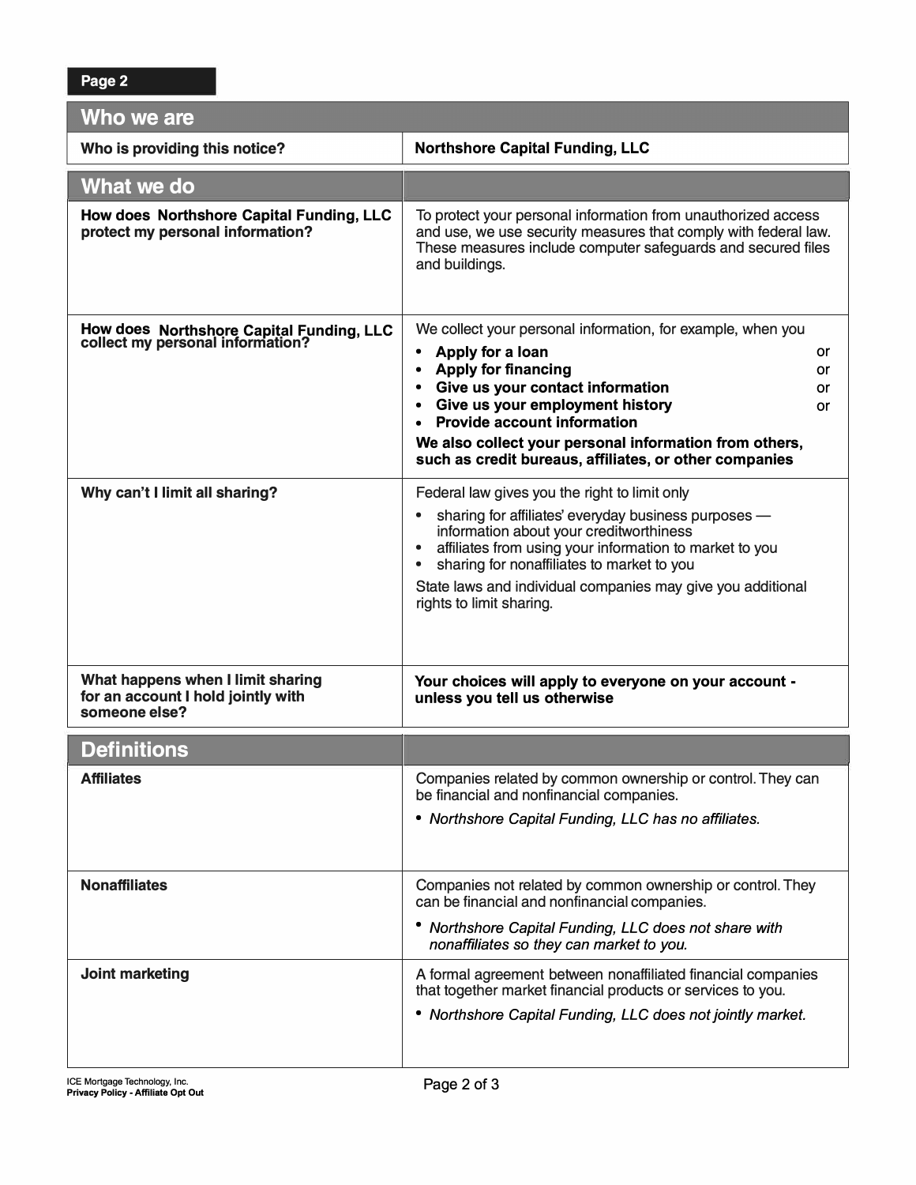**Page 2**

| Who we are | |
|---|---|
| **Who is providing this notice?** | **Northshore Capital Funding, LLC** |

| What we do | |
|---|---|
| **How does Northshore Capital Funding, LLC protect my personal information?** | To protect your personal information from unauthorized access and use, we use security measures that comply with federal law. These measures include computer safeguards and secured files and buildings. |
| **How does Northshore Capital Funding, LLC collect my personal information?** | We collect your personal information, for example, when you<br>• **Apply for a loan** or<br>• **Apply for financing** or<br>• **Give us your contact information** or<br>• **Give us your employment history** or<br>• **Provide account information**<br>**We also collect your personal information from others, such as credit bureaus, affiliates, or other companies** |
| **Why can't I limit all sharing?** | Federal law gives you the right to limit only<br>• sharing for affiliates' everyday business purposes — information about your creditworthiness<br>• affiliates from using your information to market to you<br>• sharing for nonaffiliates to market to you<br>State laws and individual companies may give you additional rights to limit sharing. |
| **What happens when I limit sharing for an account I hold jointly with someone else?** | **Your choices will apply to everyone on your account - unless you tell us otherwise** |

| Definitions | |
|---|---|
| **Affiliates** | Companies related by common ownership or control. They can be financial and nonfinancial companies.<br>• *Northshore Capital Funding, LLC has no affiliates.* |
| **Nonaffiliates** | Companies not related by common ownership or control. They can be financial and nonfinancial companies.<br>• *Northshore Capital Funding, LLC does not share with nonaffiliates so they can market to you.* |
| **Joint marketing** | A formal agreement between nonaffiliated financial companies that together market financial products or services to you.<br>• *Northshore Capital Funding, LLC does not jointly market.* |

ICE Mortgage Technology, Inc.
**Privacy Policy - Affiliate Opt Out**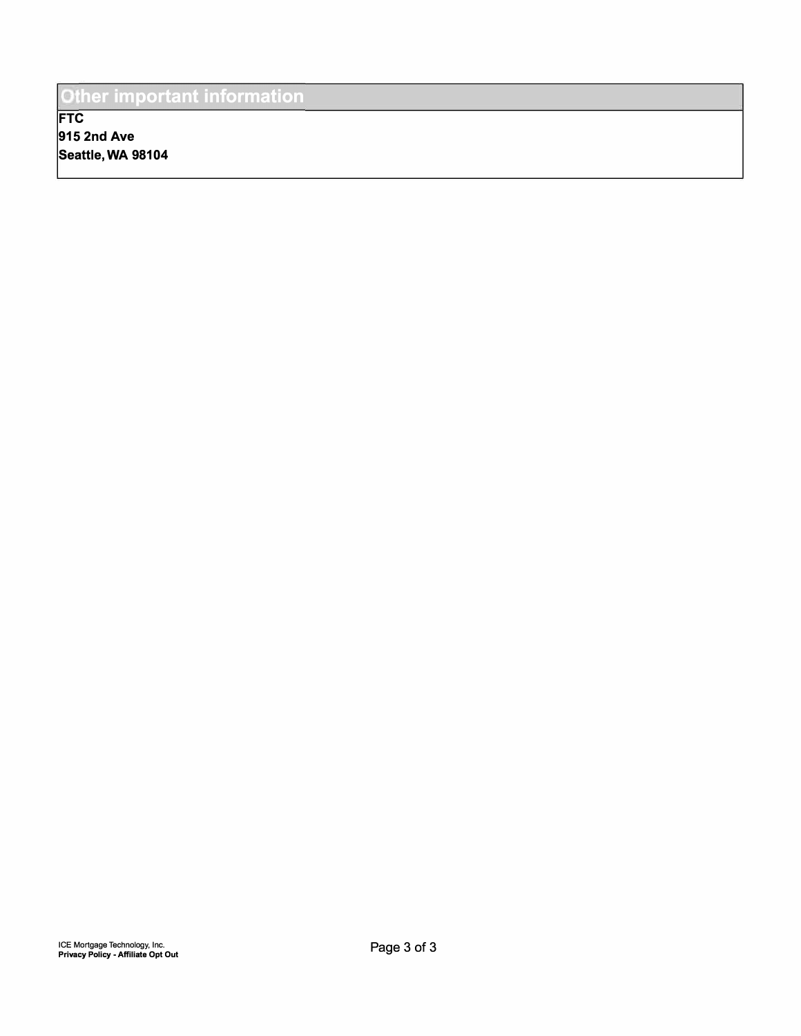## Other important information

**FTC**
**915 2nd Ave**
**Seattle, WA 98104**

ICE Mortgage Technology, Inc.
**Privacy Policy - Affiliate Opt Out**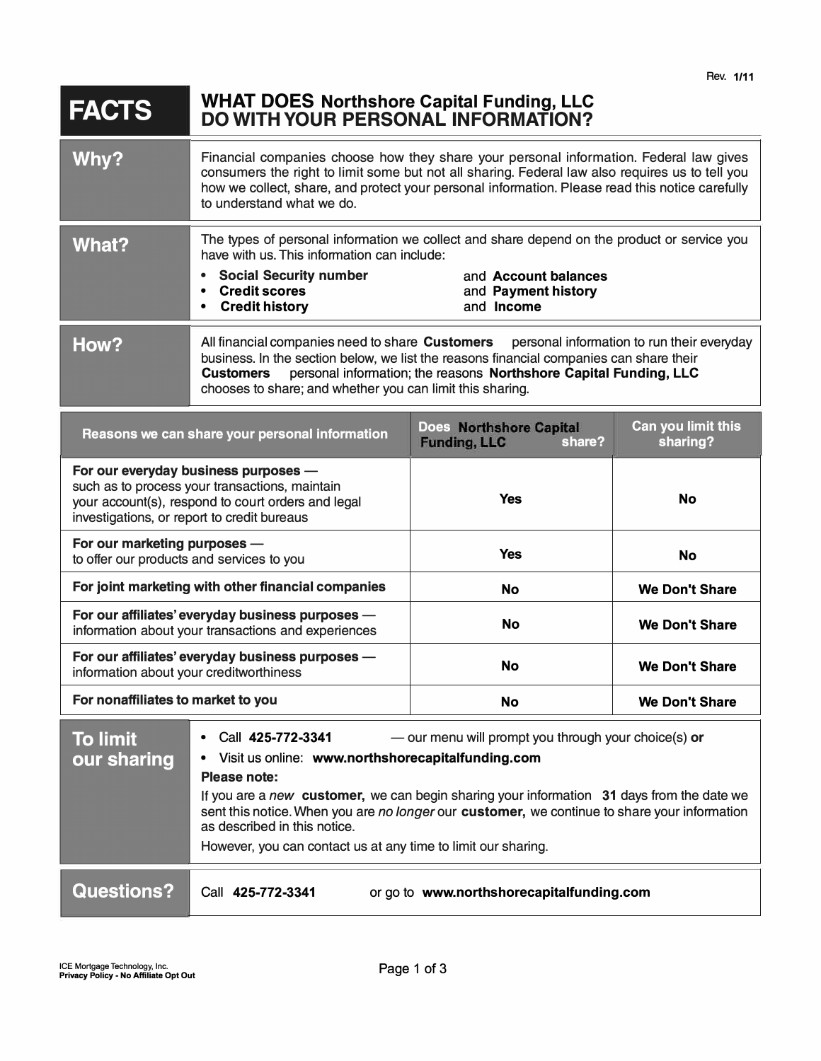Rev. 1/11

| **FACTS** | **WHAT DOES Northshore Capital Funding, LLC DO WITH YOUR PERSONAL INFORMATION?** |
|---|---|
| **Why?** | Financial companies choose how they share your personal information. Federal law gives consumers the right to limit some but not all sharing. Federal law also requires us to tell you how we collect, share, and protect your personal information. Please read this notice carefully to understand what we do. |
| **What?** | The types of personal information we collect and share depend on the product or service you have with us. This information can include:<br>• **Social Security number** and **Account balances**<br>• **Credit scores** and **Payment history**<br>• **Credit history** and **Income** |
| **How?** | All financial companies need to share **Customers** personal information to run their everyday business. In the section below, we list the reasons financial companies can share their **Customers** personal information; the reasons **Northshore Capital Funding, LLC** chooses to share; and whether you can limit this sharing. |

| Reasons we can share your personal information | Does Northshore Capital Funding, LLC share? | Can you limit this sharing? |
|---|---|---|
| **For our everyday business purposes** — such as to process your transactions, maintain your account(s), respond to court orders and legal investigations, or report to credit bureaus | Yes | No |
| **For our marketing purposes** — to offer our products and services to you | Yes | No |
| **For joint marketing with other financial companies** | No | We Don't Share |
| **For our affiliates' everyday business purposes** — information about your transactions and experiences | No | We Don't Share |
| **For our affiliates' everyday business purposes** — information about your creditworthiness | No | We Don't Share |
| **For nonaffiliates to market to you** | No | We Don't Share |

| **To limit our sharing** | • Call **425-772-3341** — our menu will prompt you through your choice(s) **or**<br>• Visit us online: **www.northshorecapitalfunding.com**<br>**Please note:**<br>If you are a *new* **customer,** we can begin sharing your information **31** days from the date we sent this notice. When you are *no longer* our **customer,** we continue to share your information as described in this notice.<br>However, you can contact us at any time to limit our sharing. |
|---|---|
| **Questions?** | Call **425-772-3341** or go to **www.northshorecapitalfunding.com** |

ICE Mortgage Technology, Inc.
**Privacy Policy - No Affiliate Opt Out**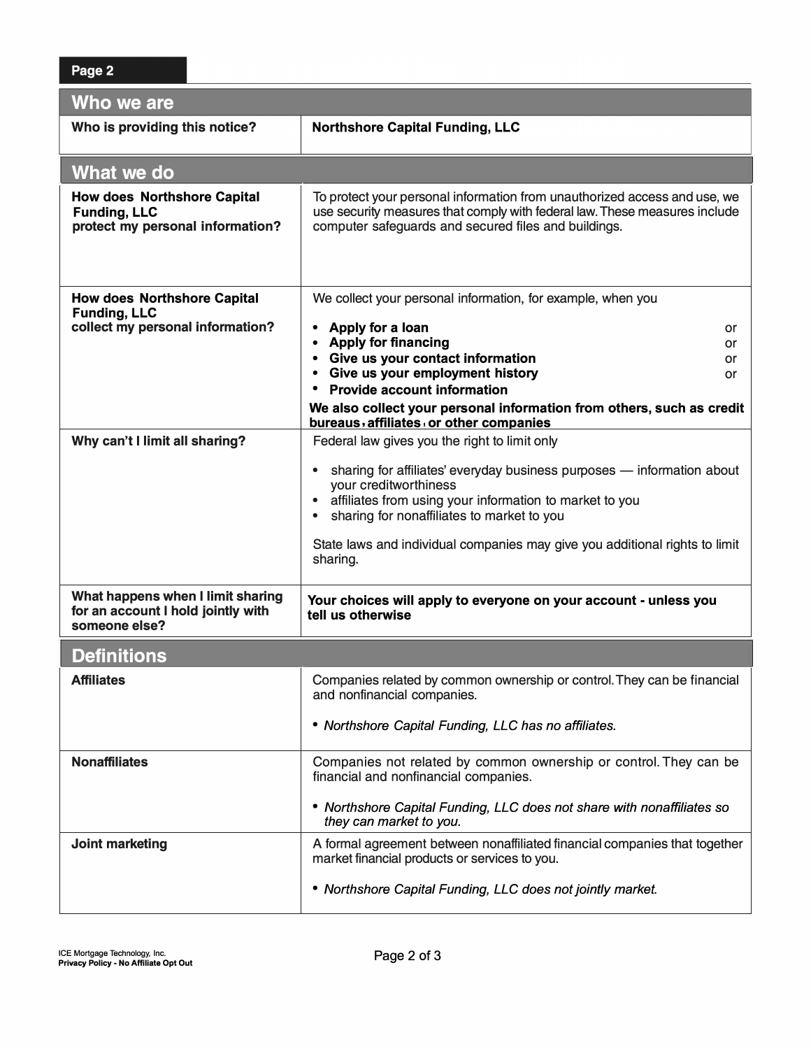| Who we are | |
|---|---|
| **Who is providing this notice?** | **Northshore Capital Funding, LLC** |

| What we do | |
|---|---|
| **How does Northshore Capital Funding, LLC protect my personal information?** | To protect your personal information from unauthorized access and use, we use security measures that comply with federal law. These measures include computer safeguards and secured files and buildings. |
| **How does Northshore Capital Funding, LLC collect my personal information?** | We collect your personal information, for example, when you<br>• **Apply for a loan** or<br>• **Apply for financing** or<br>• **Give us your contact information** or<br>• **Give us your employment history** or<br>• **Provide account information**<br>**We also collect your personal information from others, such as credit bureaus, affiliates, or other companies** |
| **Why can't I limit all sharing?** | Federal law gives you the right to limit only<br>• sharing for affiliates' everyday business purposes — information about your creditworthiness<br>• affiliates from using your information to market to you<br>• sharing for nonaffiliates to market to you<br>State laws and individual companies may give you additional rights to limit sharing. |
| **What happens when I limit sharing for an account I hold jointly with someone else?** | **Your choices will apply to everyone on your account - unless you tell us otherwise** |

| Definitions | |
|---|---|
| **Affiliates** | Companies related by common ownership or control. They can be financial and nonfinancial companies.<br>• *Northshore Capital Funding, LLC has no affiliates.* |
| **Nonaffiliates** | Companies not related by common ownership or control. They can be financial and nonfinancial companies.<br>• *Northshore Capital Funding, LLC does not share with nonaffiliates so they can market to you.* |
| **Joint marketing** | A formal agreement between nonaffiliated financial companies that together market financial products or services to you.<br>• *Northshore Capital Funding, LLC does not jointly market.* |

ICE Mortgage Technology, Inc.
**Privacy Policy - No Affiliate Opt Out**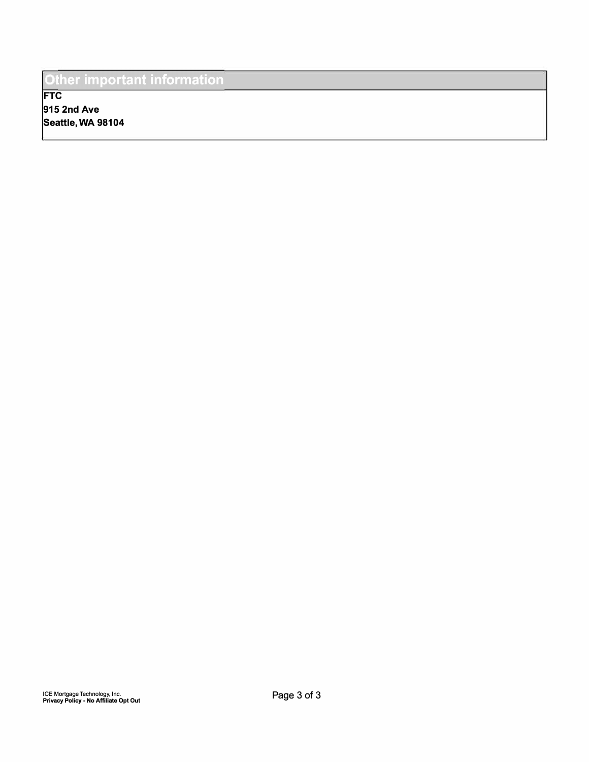## Other important information

**FTC**
**915 2nd Ave**
**Seattle, WA 98104**

ICE Mortgage Technology, Inc.
**Privacy Policy - No Affiliate Opt Out**